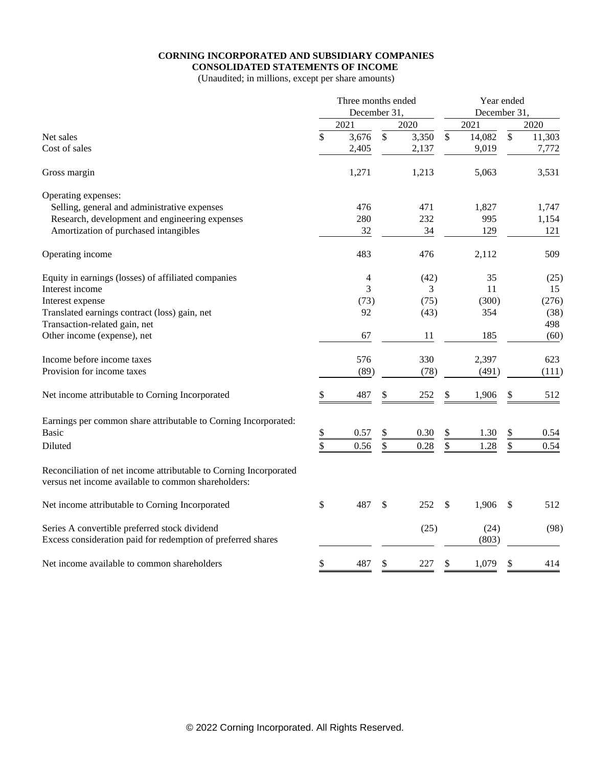**CORNING INCORPORATED AND SUBSIDIARY COMPANIES**
**CONSOLIDATED STATEMENTS OF INCOME**
(Unaudited; in millions, except per share amounts)

| | Three months ended December 31, | | Year ended December 31, | |
|---|---|---|---|---|
| | 2021 | 2020 | 2021 | 2020 |
| Net sales | $ 3,676 | $ 3,350 | $ 14,082 | $ 11,303 |
| Cost of sales | 2,405 | 2,137 | 9,019 | 7,772 |
| Gross margin | 1,271 | 1,213 | 5,063 | 3,531 |
| Operating expenses: | | | | |
| Selling, general and administrative expenses | 476 | 471 | 1,827 | 1,747 |
| Research, development and engineering expenses | 280 | 232 | 995 | 1,154 |
| Amortization of purchased intangibles | 32 | 34 | 129 | 121 |
| Operating income | 483 | 476 | 2,112 | 509 |
| Equity in earnings (losses) of affiliated companies | 4 | (42) | 35 | (25) |
| Interest income | 3 | 3 | 11 | 15 |
| Interest expense | (73) | (75) | (300) | (276) |
| Translated earnings contract (loss) gain, net | 92 | (43) | 354 | (38) |
| Transaction-related gain, net | | | | 498 |
| Other income (expense), net | 67 | 11 | 185 | (60) |
| Income before income taxes | 576 | 330 | 2,397 | 623 |
| Provision for income taxes | (89) | (78) | (491) | (111) |
| Net income attributable to Corning Incorporated | $ 487 | $ 252 | $ 1,906 | $ 512 |
| Earnings per common share attributable to Corning Incorporated: | | | | |
| Basic | $ 0.57 | $ 0.30 | $ 1.30 | $ 0.54 |
| Diluted | $ 0.56 | $ 0.28 | $ 1.28 | $ 0.54 |
| Reconciliation of net income attributable to Corning Incorporated versus net income available to common shareholders: | | | | |
| Net income attributable to Corning Incorporated | $ 487 | $ 252 | $ 1,906 | $ 512 |
| Series A convertible preferred stock dividend | | (25) | (24) | (98) |
| Excess consideration paid for redemption of preferred shares | | | (803) | |
| Net income available to common shareholders | $ 487 | $ 227 | $ 1,079 | $ 414 |

© 2022 Corning Incorporated. All Rights Reserved.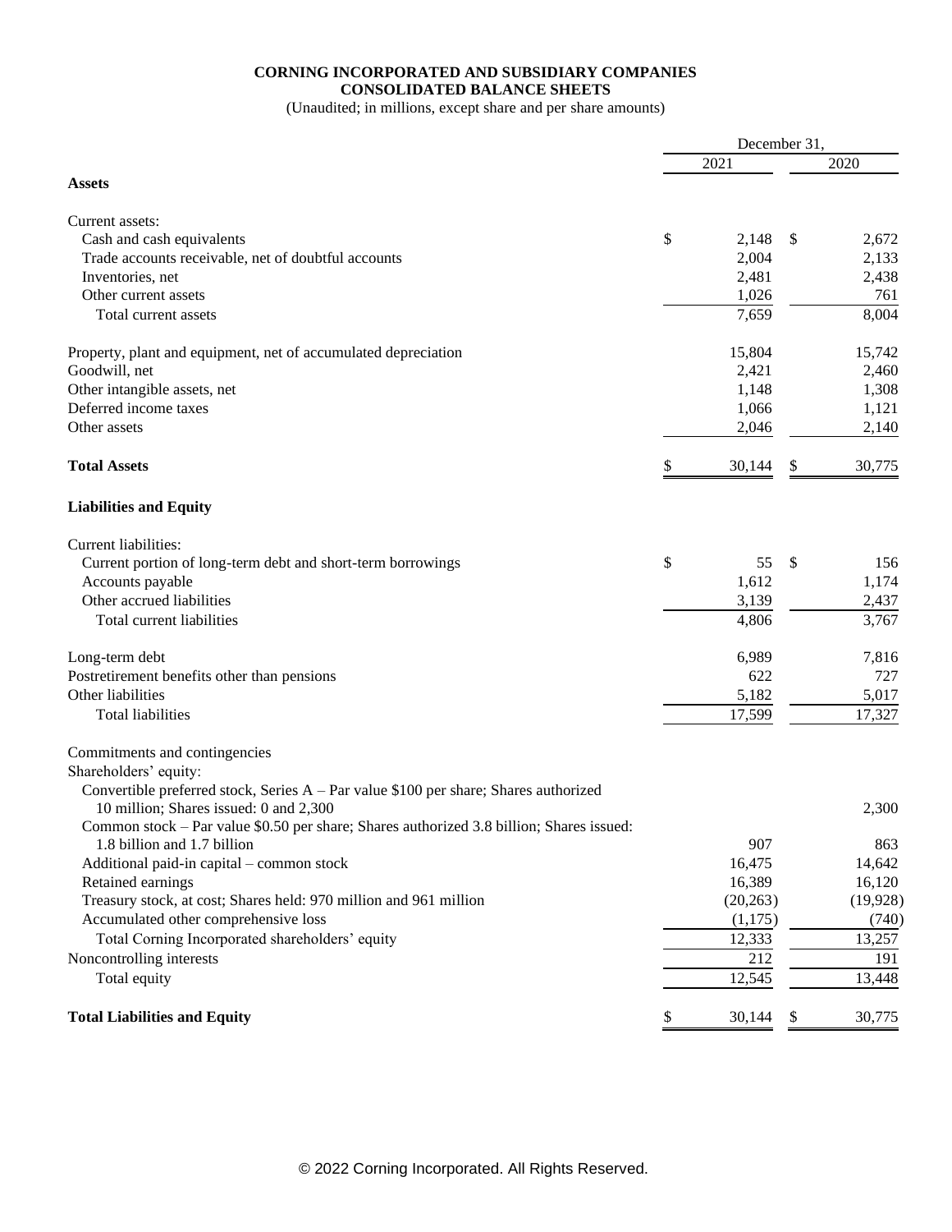**CORNING INCORPORATED AND SUBSIDIARY COMPANIES**
**CONSOLIDATED BALANCE SHEETS**
(Unaudited; in millions, except share and per share amounts)

| | December 31, 2021 | December 31, 2020 |
|---|---|---|
| **Assets** | | |
| Current assets: | | |
| Cash and cash equivalents | $ 2,148 | $ 2,672 |
| Trade accounts receivable, net of doubtful accounts | 2,004 | 2,133 |
| Inventories, net | 2,481 | 2,438 |
| Other current assets | 1,026 | 761 |
| Total current assets | 7,659 | 8,004 |
| Property, plant and equipment, net of accumulated depreciation | 15,804 | 15,742 |
| Goodwill, net | 2,421 | 2,460 |
| Other intangible assets, net | 1,148 | 1,308 |
| Deferred income taxes | 1,066 | 1,121 |
| Other assets | 2,046 | 2,140 |
| **Total Assets** | $ 30,144 | $ 30,775 |
| **Liabilities and Equity** | | |
| Current liabilities: | | |
| Current portion of long-term debt and short-term borrowings | $ 55 | $ 156 |
| Accounts payable | 1,612 | 1,174 |
| Other accrued liabilities | 3,139 | 2,437 |
| Total current liabilities | 4,806 | 3,767 |
| Long-term debt | 6,989 | 7,816 |
| Postretirement benefits other than pensions | 622 | 727 |
| Other liabilities | 5,182 | 5,017 |
| Total liabilities | 17,599 | 17,327 |
| Commitments and contingencies | | |
| Shareholders' equity: | | |
| Convertible preferred stock, Series A – Par value $100 per share; Shares authorized 10 million; Shares issued: 0 and 2,300 | | 2,300 |
| Common stock – Par value $0.50 per share; Shares authorized 3.8 billion; Shares issued: 1.8 billion and 1.7 billion | 907 | 863 |
| Additional paid-in capital – common stock | 16,475 | 14,642 |
| Retained earnings | 16,389 | 16,120 |
| Treasury stock, at cost; Shares held: 970 million and 961 million | (20,263) | (19,928) |
| Accumulated other comprehensive loss | (1,175) | (740) |
| Total Corning Incorporated shareholders' equity | 12,333 | 13,257 |
| Noncontrolling interests | 212 | 191 |
| Total equity | 12,545 | 13,448 |
| **Total Liabilities and Equity** | $ 30,144 | $ 30,775 |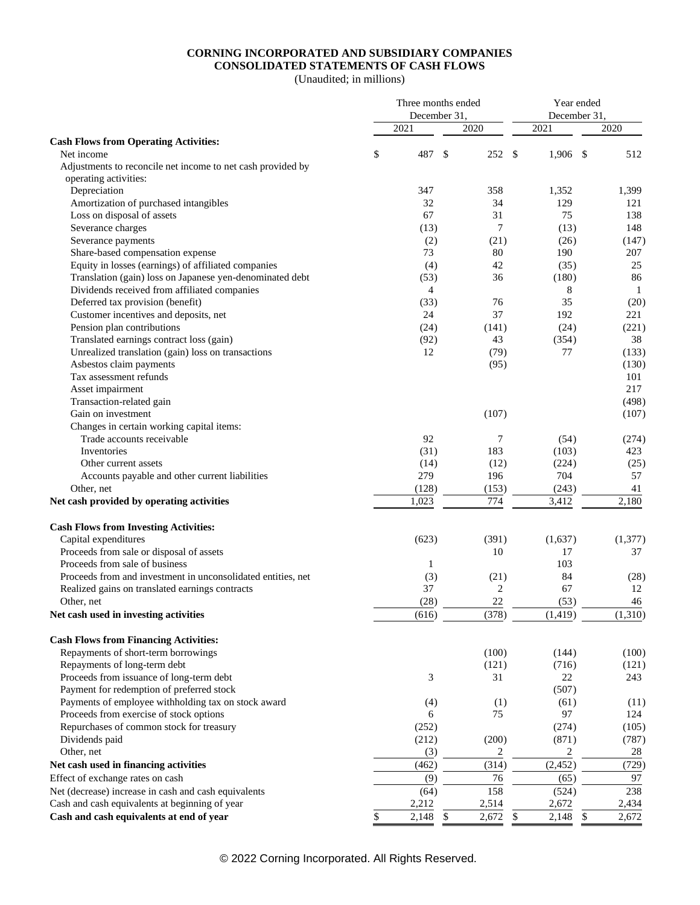**CORNING INCORPORATED AND SUBSIDIARY COMPANIES**
**CONSOLIDATED STATEMENTS OF CASH FLOWS**
(Unaudited; in millions)

| | Three months ended December 31, | | Year ended December 31, | |
|---|---|---|---|---|
| | 2021 | 2020 | 2021 | 2020 |
| **Cash Flows from Operating Activities:** | | | | |
| Net income | $ 487 | $ 252 | $ 1,906 | $ 512 |
| Adjustments to reconcile net income to net cash provided by operating activities: | | | | |
| Depreciation | 347 | 358 | 1,352 | 1,399 |
| Amortization of purchased intangibles | 32 | 34 | 129 | 121 |
| Loss on disposal of assets | 67 | 31 | 75 | 138 |
| Severance charges | (13) | 7 | (13) | 148 |
| Severance payments | (2) | (21) | (26) | (147) |
| Share-based compensation expense | 73 | 80 | 190 | 207 |
| Equity in losses (earnings) of affiliated companies | (4) | 42 | (35) | 25 |
| Translation (gain) loss on Japanese yen-denominated debt | (53) | 36 | (180) | 86 |
| Dividends received from affiliated companies | 4 | | 8 | 1 |
| Deferred tax provision (benefit) | (33) | 76 | 35 | (20) |
| Customer incentives and deposits, net | 24 | 37 | 192 | 221 |
| Pension plan contributions | (24) | (141) | (24) | (221) |
| Translated earnings contract loss (gain) | (92) | 43 | (354) | 38 |
| Unrealized translation (gain) loss on transactions | 12 | (79) | 77 | (133) |
| Asbestos claim payments | | (95) | | (130) |
| Tax assessment refunds | | | | 101 |
| Asset impairment | | | | 217 |
| Transaction-related gain | | | | (498) |
| Gain on investment | | (107) | | (107) |
| Changes in certain working capital items: | | | | |
| Trade accounts receivable | 92 | 7 | (54) | (274) |
| Inventories | (31) | 183 | (103) | 423 |
| Other current assets | (14) | (12) | (224) | (25) |
| Accounts payable and other current liabilities | 279 | 196 | 704 | 57 |
| Other, net | (128) | (153) | (243) | 41 |
| **Net cash provided by operating activities** | 1,023 | 774 | 3,412 | 2,180 |
| **Cash Flows from Investing Activities:** | | | | |
| Capital expenditures | (623) | (391) | (1,637) | (1,377) |
| Proceeds from sale or disposal of assets | | 10 | 17 | 37 |
| Proceeds from sale of business | 1 | | 103 | |
| Proceeds from and investment in unconsolidated entities, net | (3) | (21) | 84 | (28) |
| Realized gains on translated earnings contracts | 37 | 2 | 67 | 12 |
| Other, net | (28) | 22 | (53) | 46 |
| **Net cash used in investing activities** | (616) | (378) | (1,419) | (1,310) |
| **Cash Flows from Financing Activities:** | | | | |
| Repayments of short-term borrowings | | (100) | (144) | (100) |
| Repayments of long-term debt | | (121) | (716) | (121) |
| Proceeds from issuance of long-term debt | 3 | 31 | 22 | 243 |
| Payment for redemption of preferred stock | | | (507) | |
| Payments of employee withholding tax on stock award | (4) | (1) | (61) | (11) |
| Proceeds from exercise of stock options | 6 | 75 | 97 | 124 |
| Repurchases of common stock for treasury | (252) | | (274) | (105) |
| Dividends paid | (212) | (200) | (871) | (787) |
| Other, net | (3) | 2 | 2 | 28 |
| **Net cash used in financing activities** | (462) | (314) | (2,452) | (729) |
| Effect of exchange rates on cash | (9) | 76 | (65) | 97 |
| Net (decrease) increase in cash and cash equivalents | (64) | 158 | (524) | 238 |
| Cash and cash equivalents at beginning of year | 2,212 | 2,514 | 2,672 | 2,434 |
| **Cash and cash equivalents at end of year** | $ 2,148 | $ 2,672 | $ 2,148 | $ 2,672 |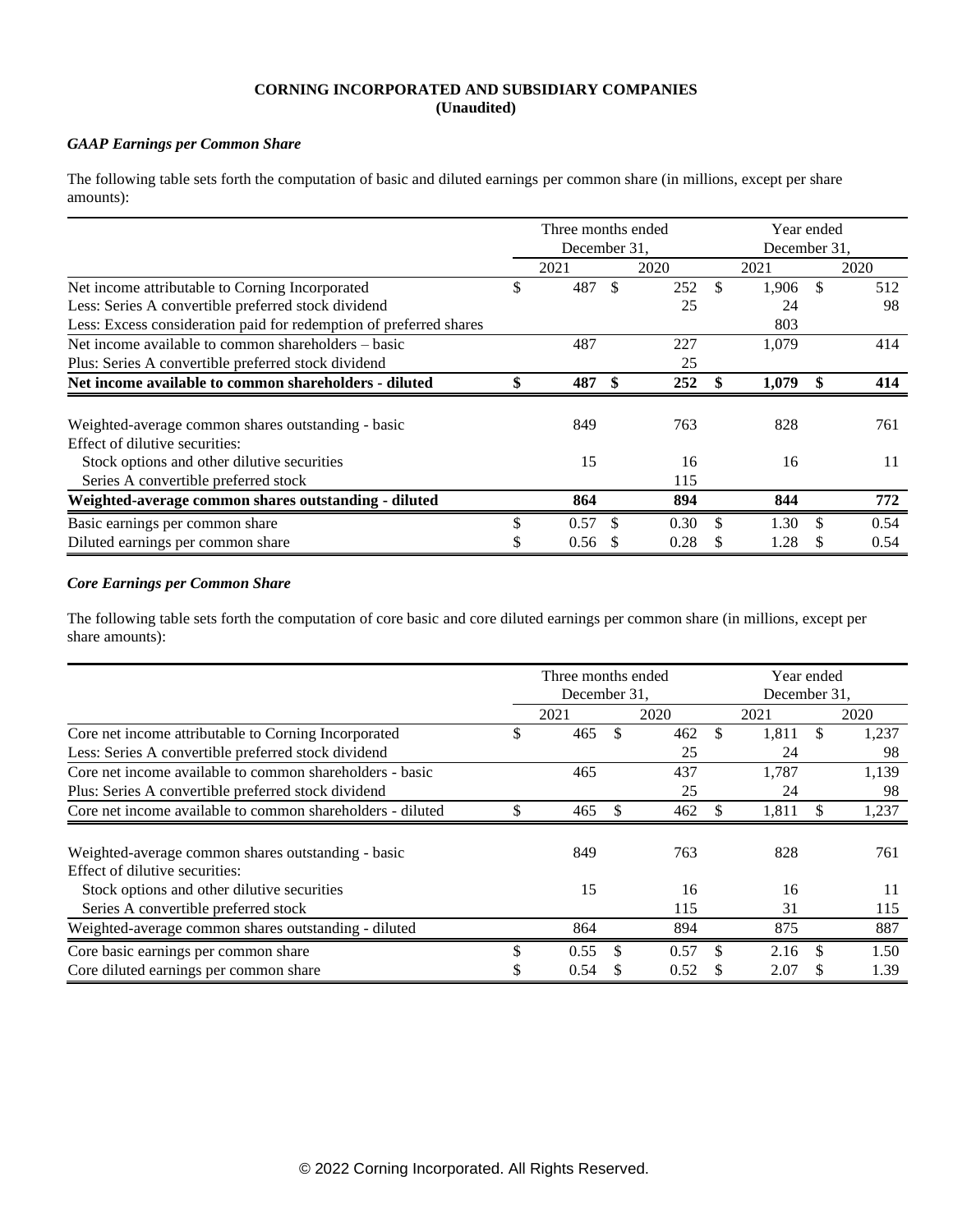**CORNING INCORPORATED AND SUBSIDIARY COMPANIES**
**(Unaudited)**

***GAAP Earnings per Common Share***

The following table sets forth the computation of basic and diluted earnings per common share (in millions, except per share amounts):

| | Three months ended December 31, | | Year ended December 31, | |
|---|---|---|---|---|
| | 2021 | 2020 | 2021 | 2020 |
| Net income attributable to Corning Incorporated | $ 487 | $ 252 | $ 1,906 | $ 512 |
| Less: Series A convertible preferred stock dividend | | 25 | 24 | 98 |
| Less: Excess consideration paid for redemption of preferred shares | | | 803 | |
| Net income available to common shareholders – basic | 487 | 227 | 1,079 | 414 |
| Plus: Series A convertible preferred stock dividend | | 25 | | |
| **Net income available to common shareholders - diluted** | **$ 487** | **$ 252** | **$ 1,079** | **$ 414** |
| | | | | |
| Weighted-average common shares outstanding - basic | 849 | 763 | 828 | 761 |
| Effect of dilutive securities: | | | | |
| Stock options and other dilutive securities | 15 | 16 | 16 | 11 |
| Series A convertible preferred stock | | 115 | | |
| **Weighted-average common shares outstanding - diluted** | **864** | **894** | **844** | **772** |
| Basic earnings per common share | $ 0.57 | $ 0.30 | $ 1.30 | $ 0.54 |
| Diluted earnings per common share | $ 0.56 | $ 0.28 | $ 1.28 | $ 0.54 |

***Core Earnings per Common Share***

The following table sets forth the computation of core basic and core diluted earnings per common share (in millions, except per share amounts):

| | Three months ended December 31, | | Year ended December 31, | |
|---|---|---|---|---|
| | 2021 | 2020 | 2021 | 2020 |
| Core net income attributable to Corning Incorporated | $ 465 | $ 462 | $ 1,811 | $ 1,237 |
| Less: Series A convertible preferred stock dividend | | 25 | 24 | 98 |
| Core net income available to common shareholders - basic | 465 | 437 | 1,787 | 1,139 |
| Plus: Series A convertible preferred stock dividend | | 25 | 24 | 98 |
| Core net income available to common shareholders - diluted | $ 465 | $ 462 | $ 1,811 | $ 1,237 |
| | | | | |
| Weighted-average common shares outstanding - basic | 849 | 763 | 828 | 761 |
| Effect of dilutive securities: | | | | |
| Stock options and other dilutive securities | 15 | 16 | 16 | 11 |
| Series A convertible preferred stock | | 115 | 31 | 115 |
| Weighted-average common shares outstanding - diluted | 864 | 894 | 875 | 887 |
| Core basic earnings per common share | $ 0.55 | $ 0.57 | $ 2.16 | $ 1.50 |
| Core diluted earnings per common share | $ 0.54 | $ 0.52 | $ 2.07 | $ 1.39 |

© 2022 Corning Incorporated. All Rights Reserved.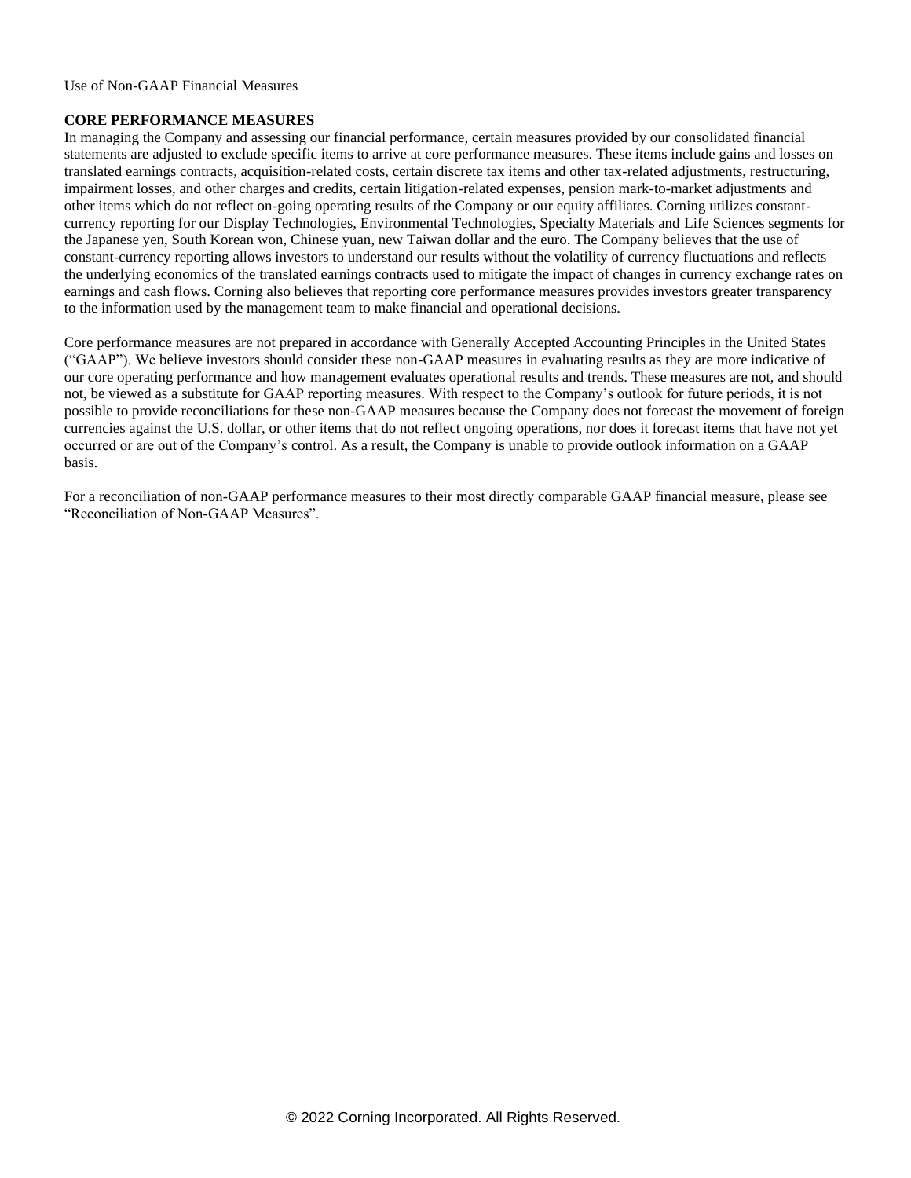Use of Non-GAAP Financial Measures

**CORE PERFORMANCE MEASURES**

In managing the Company and assessing our financial performance, certain measures provided by our consolidated financial statements are adjusted to exclude specific items to arrive at core performance measures. These items include gains and losses on translated earnings contracts, acquisition-related costs, certain discrete tax items and other tax-related adjustments, restructuring, impairment losses, and other charges and credits, certain litigation-related expenses, pension mark-to-market adjustments and other items which do not reflect on-going operating results of the Company or our equity affiliates. Corning utilizes constant-currency reporting for our Display Technologies, Environmental Technologies, Specialty Materials and Life Sciences segments for the Japanese yen, South Korean won, Chinese yuan, new Taiwan dollar and the euro. The Company believes that the use of constant-currency reporting allows investors to understand our results without the volatility of currency fluctuations and reflects the underlying economics of the translated earnings contracts used to mitigate the impact of changes in currency exchange rates on earnings and cash flows. Corning also believes that reporting core performance measures provides investors greater transparency to the information used by the management team to make financial and operational decisions.

Core performance measures are not prepared in accordance with Generally Accepted Accounting Principles in the United States ("GAAP"). We believe investors should consider these non-GAAP measures in evaluating results as they are more indicative of our core operating performance and how management evaluates operational results and trends. These measures are not, and should not, be viewed as a substitute for GAAP reporting measures. With respect to the Company's outlook for future periods, it is not possible to provide reconciliations for these non-GAAP measures because the Company does not forecast the movement of foreign currencies against the U.S. dollar, or other items that do not reflect ongoing operations, nor does it forecast items that have not yet occurred or are out of the Company's control. As a result, the Company is unable to provide outlook information on a GAAP basis.

For a reconciliation of non-GAAP performance measures to their most directly comparable GAAP financial measure, please see "Reconciliation of Non-GAAP Measures".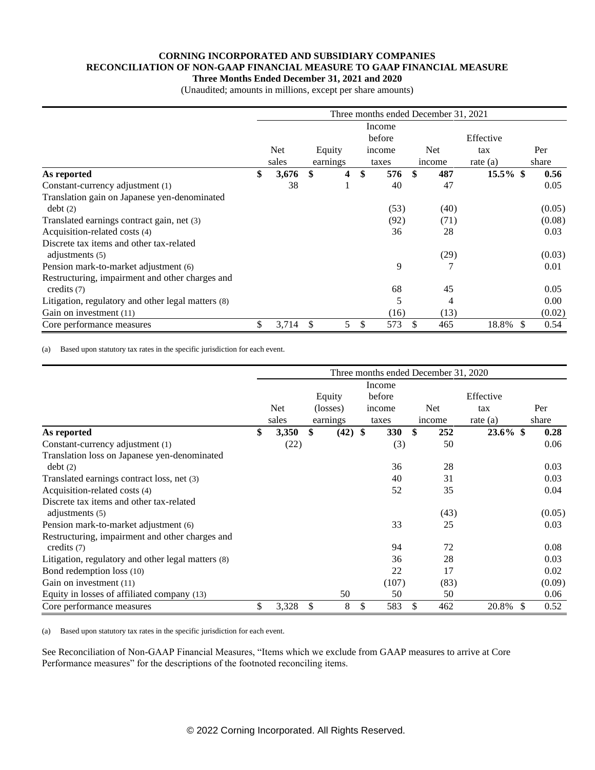**CORNING INCORPORATED AND SUBSIDIARY COMPANIES**
**RECONCILIATION OF NON-GAAP FINANCIAL MEASURE TO GAAP FINANCIAL MEASURE**
**Three Months Ended December 31, 2021 and 2020**
(Unaudited; amounts in millions, except per share amounts)

| | Three months ended December 31, 2021 | | | | | |
|---|---|---|---|---|---|---|
| | Net sales | Equity earnings | Income before income taxes | Net income | Effective tax rate (a) | Per share |
| **As reported** | **$ 3,676** | **$ 4** | **$ 576** | **$ 487** | **15.5%** | **$ 0.56** |
| Constant-currency adjustment (1) | 38 | 1 | 40 | 47 | | 0.05 |
| Translation gain on Japanese yen-denominated debt (2) | | | (53) | (40) | | (0.05) |
| Translated earnings contract gain, net (3) | | | (92) | (71) | | (0.08) |
| Acquisition-related costs (4) | | | 36 | 28 | | 0.03 |
| Discrete tax items and other tax-related adjustments (5) | | | | (29) | | (0.03) |
| Pension mark-to-market adjustment (6) | | | 9 | 7 | | 0.01 |
| Restructuring, impairment and other charges and credits (7) | | | 68 | 45 | | 0.05 |
| Litigation, regulatory and other legal matters (8) | | | 5 | 4 | | 0.00 |
| Gain on investment (11) | | | (16) | (13) | | (0.02) |
| Core performance measures | $ 3,714 | $ 5 | $ 573 | $ 465 | 18.8% | $ 0.54 |

(a) Based upon statutory tax rates in the specific jurisdiction for each event.

| | Three months ended December 31, 2020 | | | | | |
|---|---|---|---|---|---|---|
| | Net sales | Equity (losses) earnings | Income before income taxes | Net income | Effective tax rate (a) | Per share |
| **As reported** | **$ 3,350** | **$ (42)** | **$ 330** | **$ 252** | **23.6%** | **$ 0.28** |
| Constant-currency adjustment (1) | (22) | | (3) | 50 | | 0.06 |
| Translation loss on Japanese yen-denominated debt (2) | | | 36 | 28 | | 0.03 |
| Translated earnings contract loss, net (3) | | | 40 | 31 | | 0.03 |
| Acquisition-related costs (4) | | | 52 | 35 | | 0.04 |
| Discrete tax items and other tax-related adjustments (5) | | | | (43) | | (0.05) |
| Pension mark-to-market adjustment (6) | | | 33 | 25 | | 0.03 |
| Restructuring, impairment and other charges and credits (7) | | | 94 | 72 | | 0.08 |
| Litigation, regulatory and other legal matters (8) | | | 36 | 28 | | 0.03 |
| Bond redemption loss (10) | | | 22 | 17 | | 0.02 |
| Gain on investment (11) | | | (107) | (83) | | (0.09) |
| Equity in losses of affiliated company (13) | | 50 | 50 | 50 | | 0.06 |
| Core performance measures | $ 3,328 | $ 8 | $ 583 | $ 462 | 20.8% | $ 0.52 |

(a) Based upon statutory tax rates in the specific jurisdiction for each event.

See Reconciliation of Non-GAAP Financial Measures, "Items which we exclude from GAAP measures to arrive at Core Performance measures" for the descriptions of the footnoted reconciling items.

© 2022 Corning Incorporated. All Rights Reserved.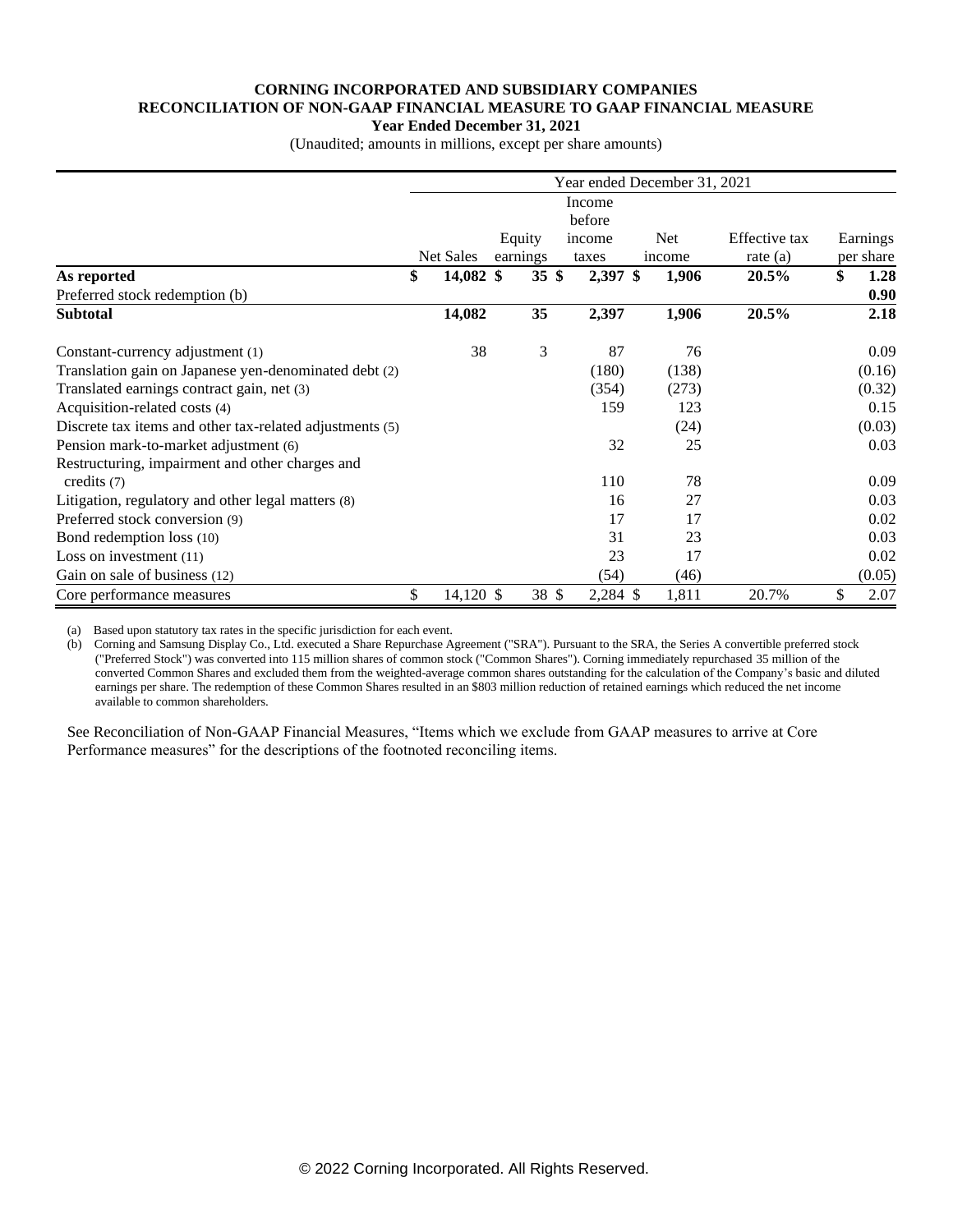**CORNING INCORPORATED AND SUBSIDIARY COMPANIES**
**RECONCILIATION OF NON-GAAP FINANCIAL MEASURE TO GAAP FINANCIAL MEASURE**
**Year Ended December 31, 2021**
(Unaudited; amounts in millions, except per share amounts)

| | Year ended December 31, 2021 | | | | | |
|---|---|---|---|---|---|---|
| | Net Sales | Equity earnings | Income before income taxes | Net income | Effective tax rate (a) | Earnings per share |
| **As reported** | **$ 14,082** | **$ 35** | **$ 2,397** | **$ 1,906** | **20.5%** | **$ 1.28** |
| Preferred stock redemption (b) | | | | | | **0.90** |
| **Subtotal** | **14,082** | **35** | **2,397** | **1,906** | **20.5%** | **2.18** |
| Constant-currency adjustment (1) | 38 | 3 | 87 | 76 | | 0.09 |
| Translation gain on Japanese yen-denominated debt (2) | | | (180) | (138) | | (0.16) |
| Translated earnings contract gain, net (3) | | | (354) | (273) | | (0.32) |
| Acquisition-related costs (4) | | | 159 | 123 | | 0.15 |
| Discrete tax items and other tax-related adjustments (5) | | | | (24) | | (0.03) |
| Pension mark-to-market adjustment (6) | | | 32 | 25 | | 0.03 |
| Restructuring, impairment and other charges and credits (7) | | | 110 | 78 | | 0.09 |
| Litigation, regulatory and other legal matters (8) | | | 16 | 27 | | 0.03 |
| Preferred stock conversion (9) | | | 17 | 17 | | 0.02 |
| Bond redemption loss (10) | | | 31 | 23 | | 0.03 |
| Loss on investment (11) | | | 23 | 17 | | 0.02 |
| Gain on sale of business (12) | | | (54) | (46) | | (0.05) |
| Core performance measures | $ 14,120 | $ 38 | $ 2,284 | $ 1,811 | 20.7% | $ 2.07 |

(a) Based upon statutory tax rates in the specific jurisdiction for each event.
(b) Corning and Samsung Display Co., Ltd. executed a Share Repurchase Agreement ("SRA"). Pursuant to the SRA, the Series A convertible preferred stock ("Preferred Stock") was converted into 115 million shares of common stock ("Common Shares"). Corning immediately repurchased 35 million of the converted Common Shares and excluded them from the weighted-average common shares outstanding for the calculation of the Company's basic and diluted earnings per share. The redemption of these Common Shares resulted in an $803 million reduction of retained earnings which reduced the net income available to common shareholders.

See Reconciliation of Non-GAAP Financial Measures, "Items which we exclude from GAAP measures to arrive at Core Performance measures" for the descriptions of the footnoted reconciling items.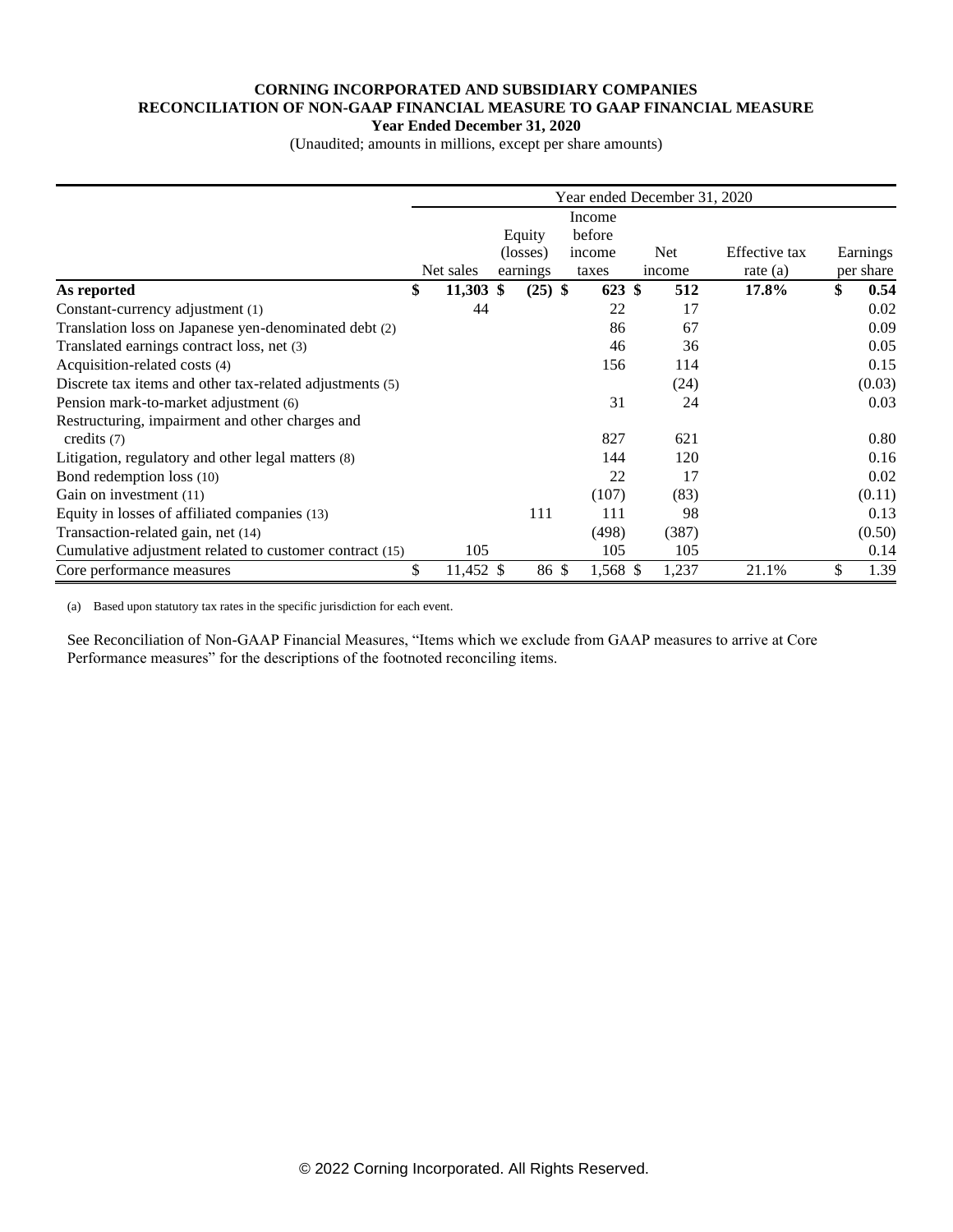**CORNING INCORPORATED AND SUBSIDIARY COMPANIES**
**RECONCILIATION OF NON-GAAP FINANCIAL MEASURE TO GAAP FINANCIAL MEASURE**
**Year Ended December 31, 2020**
(Unaudited; amounts in millions, except per share amounts)

| | Year ended December 31, 2020 | | | | | |
|---|---|---|---|---|---|---|
| | Net sales | Equity (losses) earnings | Income before income taxes | Net income | Effective tax rate (a) | Earnings per share |
| **As reported** | **$ 11,303** | **$ (25)** | **$ 623** | **$ 512** | **17.8%** | **$ 0.54** |
| Constant-currency adjustment (1) | 44 | | 22 | 17 | | 0.02 |
| Translation loss on Japanese yen-denominated debt (2) | | | 86 | 67 | | 0.09 |
| Translated earnings contract loss, net (3) | | | 46 | 36 | | 0.05 |
| Acquisition-related costs (4) | | | 156 | 114 | | 0.15 |
| Discrete tax items and other tax-related adjustments (5) | | | | (24) | | (0.03) |
| Pension mark-to-market adjustment (6) | | | 31 | 24 | | 0.03 |
| Restructuring, impairment and other charges and credits (7) | | | 827 | 621 | | 0.80 |
| Litigation, regulatory and other legal matters (8) | | | 144 | 120 | | 0.16 |
| Bond redemption loss (10) | | | 22 | 17 | | 0.02 |
| Gain on investment (11) | | | (107) | (83) | | (0.11) |
| Equity in losses of affiliated companies (13) | | 111 | 111 | 98 | | 0.13 |
| Transaction-related gain, net (14) | | | (498) | (387) | | (0.50) |
| Cumulative adjustment related to customer contract (15) | 105 | | 105 | 105 | | 0.14 |
| Core performance measures | $ 11,452 | $ 86 | $ 1,568 | $ 1,237 | 21.1% | $ 1.39 |

(a) Based upon statutory tax rates in the specific jurisdiction for each event.

See Reconciliation of Non-GAAP Financial Measures, "Items which we exclude from GAAP measures to arrive at Core Performance measures" for the descriptions of the footnoted reconciling items.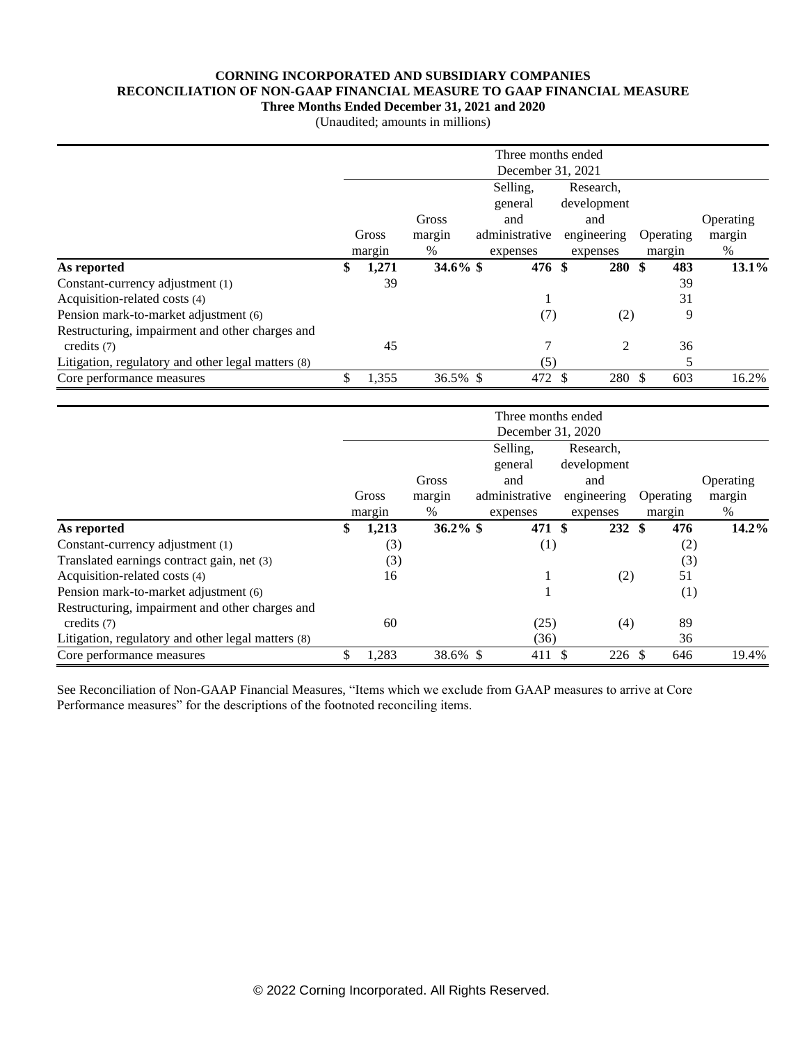**CORNING INCORPORATED AND SUBSIDIARY COMPANIES**
**RECONCILIATION OF NON-GAAP FINANCIAL MEASURE TO GAAP FINANCIAL MEASURE**
**Three Months Ended December 31, 2021 and 2020**
(Unaudited; amounts in millions)

| | Three months ended December 31, 2021 | | | | | |
|---|---|---|---|---|---|---|
| | Gross margin | Gross margin % | Selling, general and administrative expenses | Research, development and engineering expenses | Operating margin | Operating margin % |
| **As reported** | **$ 1,271** | **34.6%** | **$ 476** | **$ 280** | **$ 483** | **13.1%** |
| Constant-currency adjustment (1) | 39 | | | | 39 | |
| Acquisition-related costs (4) | | | 1 | | 31 | |
| Pension mark-to-market adjustment (6) | | | (7) | (2) | 9 | |
| Restructuring, impairment and other charges and credits (7) | 45 | | 7 | 2 | 36 | |
| Litigation, regulatory and other legal matters (8) | | | (5) | | 5 | |
| Core performance measures | $ 1,355 | 36.5% | $ 472 | $ 280 | $ 603 | 16.2% |

| | Three months ended December 31, 2020 | | | | | |
|---|---|---|---|---|---|---|
| | Gross margin | Gross margin % | Selling, general and administrative expenses | Research, development and engineering expenses | Operating margin | Operating margin % |
| **As reported** | **$ 1,213** | **36.2%** | **$ 471** | **$ 232** | **$ 476** | **14.2%** |
| Constant-currency adjustment (1) | (3) | | (1) | | (2) | |
| Translated earnings contract gain, net (3) | (3) | | | | (3) | |
| Acquisition-related costs (4) | 16 | | 1 | (2) | 51 | |
| Pension mark-to-market adjustment (6) | | | 1 | | (1) | |
| Restructuring, impairment and other charges and credits (7) | 60 | | (25) | (4) | 89 | |
| Litigation, regulatory and other legal matters (8) | | | (36) | | 36 | |
| Core performance measures | $ 1,283 | 38.6% | $ 411 | $ 226 | $ 646 | 19.4% |

See Reconciliation of Non-GAAP Financial Measures, "Items which we exclude from GAAP measures to arrive at Core Performance measures" for the descriptions of the footnoted reconciling items.

© 2022 Corning Incorporated. All Rights Reserved.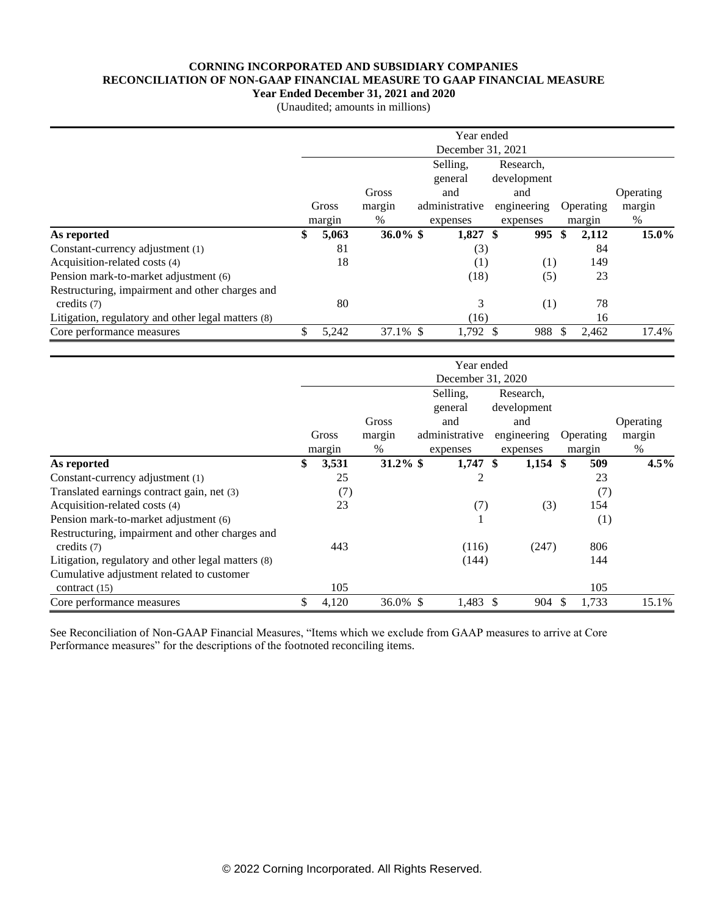**CORNING INCORPORATED AND SUBSIDIARY COMPANIES**
**RECONCILIATION OF NON-GAAP FINANCIAL MEASURE TO GAAP FINANCIAL MEASURE**
**Year Ended December 31, 2021 and 2020**
(Unaudited; amounts in millions)

| | Year ended December 31, 2021 | | | | | |
|---|---|---|---|---|---|---|
| | Gross margin | Gross margin % | Selling, general and administrative expenses | Research, development and engineering expenses | Operating margin | Operating margin % |
| **As reported** | **$ 5,063** | **36.0%** | **$ 1,827** | **$ 995** | **$ 2,112** | **15.0%** |
| Constant-currency adjustment (1) | 81 | | (3) | | 84 | |
| Acquisition-related costs (4) | 18 | | (1) | (1) | 149 | |
| Pension mark-to-market adjustment (6) | | | (18) | (5) | 23 | |
| Restructuring, impairment and other charges and credits (7) | 80 | | 3 | (1) | 78 | |
| Litigation, regulatory and other legal matters (8) | | | (16) | | 16 | |
| Core performance measures | $ 5,242 | 37.1% | $ 1,792 | $ 988 | $ 2,462 | 17.4% |

| | Year ended December 31, 2020 | | | | | |
|---|---|---|---|---|---|---|
| | Gross margin | Gross margin % | Selling, general and administrative expenses | Research, development and engineering expenses | Operating margin | Operating margin % |
| **As reported** | **$ 3,531** | **31.2%** | **$ 1,747** | **$ 1,154** | **$ 509** | **4.5%** |
| Constant-currency adjustment (1) | 25 | | 2 | | 23 | |
| Translated earnings contract gain, net (3) | (7) | | | | (7) | |
| Acquisition-related costs (4) | 23 | | (7) | (3) | 154 | |
| Pension mark-to-market adjustment (6) | | | 1 | | (1) | |
| Restructuring, impairment and other charges and credits (7) | 443 | | (116) | (247) | 806 | |
| Litigation, regulatory and other legal matters (8) | | | (144) | | 144 | |
| Cumulative adjustment related to customer contract (15) | 105 | | | | 105 | |
| Core performance measures | $ 4,120 | 36.0% | $ 1,483 | $ 904 | $ 1,733 | 15.1% |

See Reconciliation of Non-GAAP Financial Measures, "Items which we exclude from GAAP measures to arrive at Core Performance measures" for the descriptions of the footnoted reconciling items.

© 2022 Corning Incorporated. All Rights Reserved.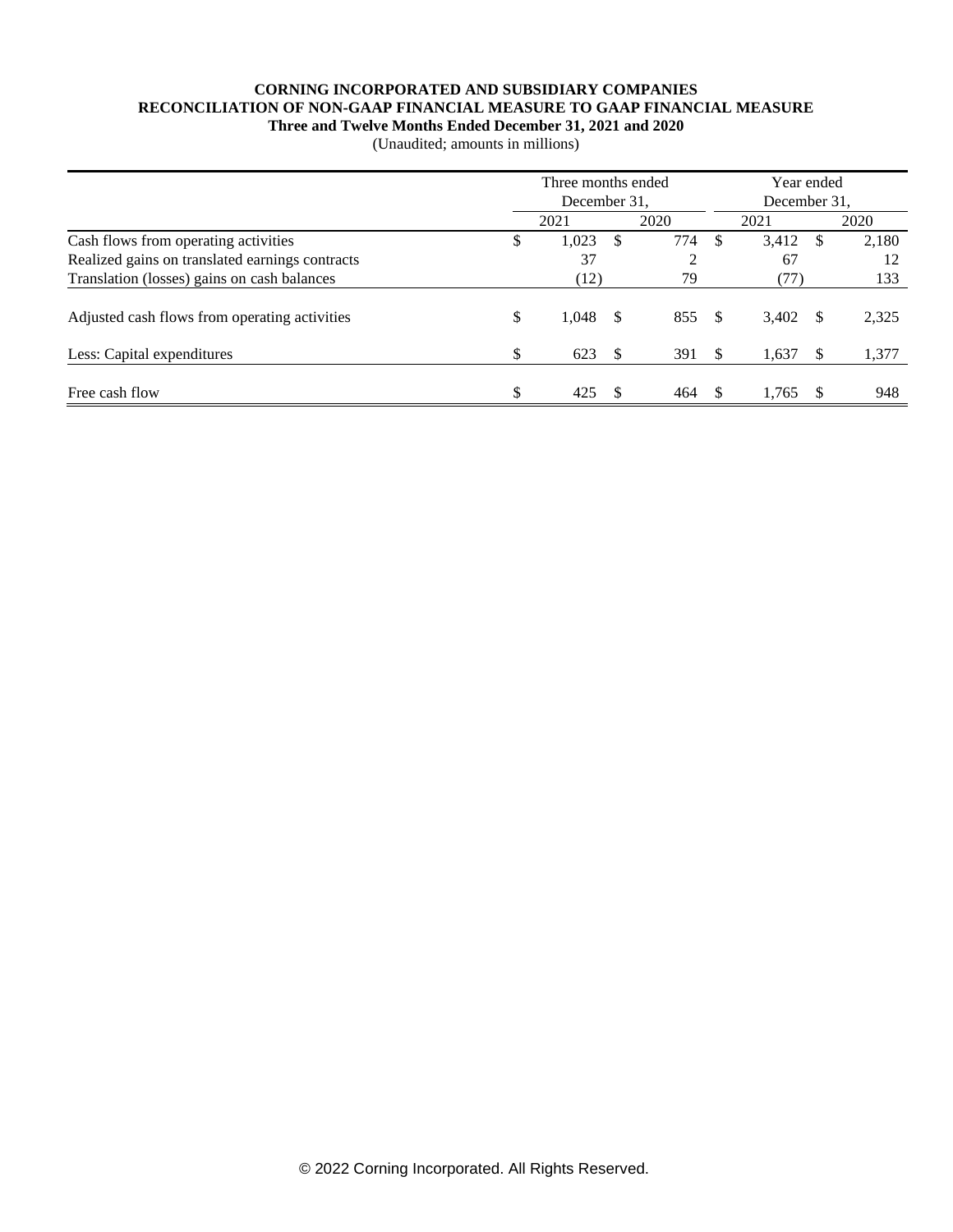**CORNING INCORPORATED AND SUBSIDIARY COMPANIES**
**RECONCILIATION OF NON-GAAP FINANCIAL MEASURE TO GAAP FINANCIAL MEASURE**
**Three and Twelve Months Ended December 31, 2021 and 2020**
(Unaudited; amounts in millions)

| | Three months ended December 31, | | Year ended December 31, | |
|---|---|---|---|---|
| | 2021 | 2020 | 2021 | 2020 |
| Cash flows from operating activities | $ 1,023 | $ 774 | $ 3,412 | $ 2,180 |
| Realized gains on translated earnings contracts | 37 | 2 | 67 | 12 |
| Translation (losses) gains on cash balances | (12) | 79 | (77) | 133 |
| Adjusted cash flows from operating activities | $ 1,048 | $ 855 | $ 3,402 | $ 2,325 |
| Less: Capital expenditures | $ 623 | $ 391 | $ 1,637 | $ 1,377 |
| Free cash flow | $ 425 | $ 464 | $ 1,765 | $ 948 |

© 2022 Corning Incorporated. All Rights Reserved.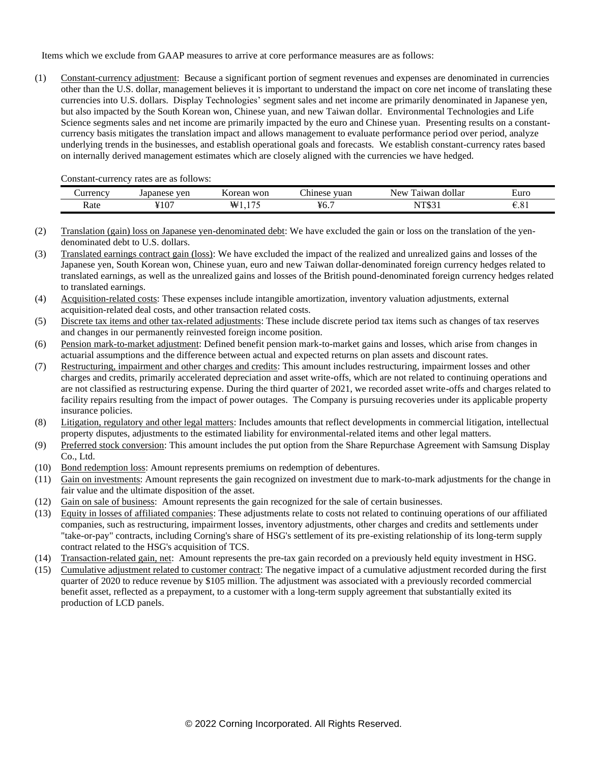Items which we exclude from GAAP measures to arrive at core performance measures are as follows:

(1) Constant-currency adjustment: Because a significant portion of segment revenues and expenses are denominated in currencies other than the U.S. dollar, management believes it is important to understand the impact on core net income of translating these currencies into U.S. dollars. Display Technologies' segment sales and net income are primarily denominated in Japanese yen, but also impacted by the South Korean won, Chinese yuan, and new Taiwan dollar. Environmental Technologies and Life Science segments sales and net income are primarily impacted by the euro and Chinese yuan. Presenting results on a constant-currency basis mitigates the translation impact and allows management to evaluate performance period over period, analyze underlying trends in the businesses, and establish operational goals and forecasts. We establish constant-currency rates based on internally derived management estimates which are closely aligned with the currencies we have hedged.

Constant-currency rates are as follows:

| Currency | Japanese yen | Korean won | Chinese yuan | New Taiwan dollar | Euro |
|---|---|---|---|---|---|
| Rate | ¥107 | ₩1,175 | ¥6.7 | NT$31 | €.81 |

(2) Translation (gain) loss on Japanese yen-denominated debt: We have excluded the gain or loss on the translation of the yen-denominated debt to U.S. dollars.

(3) Translated earnings contract gain (loss): We have excluded the impact of the realized and unrealized gains and losses of the Japanese yen, South Korean won, Chinese yuan, euro and new Taiwan dollar-denominated foreign currency hedges related to translated earnings, as well as the unrealized gains and losses of the British pound-denominated foreign currency hedges related to translated earnings.

(4) Acquisition-related costs: These expenses include intangible amortization, inventory valuation adjustments, external acquisition-related deal costs, and other transaction related costs.

(5) Discrete tax items and other tax-related adjustments: These include discrete period tax items such as changes of tax reserves and changes in our permanently reinvested foreign income position.

(6) Pension mark-to-market adjustment: Defined benefit pension mark-to-market gains and losses, which arise from changes in actuarial assumptions and the difference between actual and expected returns on plan assets and discount rates.

(7) Restructuring, impairment and other charges and credits: This amount includes restructuring, impairment losses and other charges and credits, primarily accelerated depreciation and asset write-offs, which are not related to continuing operations and are not classified as restructuring expense. During the third quarter of 2021, we recorded asset write-offs and charges related to facility repairs resulting from the impact of power outages. The Company is pursuing recoveries under its applicable property insurance policies.

(8) Litigation, regulatory and other legal matters: Includes amounts that reflect developments in commercial litigation, intellectual property disputes, adjustments to the estimated liability for environmental-related items and other legal matters.

(9) Preferred stock conversion: This amount includes the put option from the Share Repurchase Agreement with Samsung Display Co., Ltd.

(10) Bond redemption loss: Amount represents premiums on redemption of debentures.

(11) Gain on investments: Amount represents the gain recognized on investment due to mark-to-mark adjustments for the change in fair value and the ultimate disposition of the asset.

(12) Gain on sale of business: Amount represents the gain recognized for the sale of certain businesses.

(13) Equity in losses of affiliated companies: These adjustments relate to costs not related to continuing operations of our affiliated companies, such as restructuring, impairment losses, inventory adjustments, other charges and credits and settlements under "take-or-pay" contracts, including Corning's share of HSG's settlement of its pre-existing relationship of its long-term supply contract related to the HSG's acquisition of TCS.

(14) Transaction-related gain, net: Amount represents the pre-tax gain recorded on a previously held equity investment in HSG.

(15) Cumulative adjustment related to customer contract: The negative impact of a cumulative adjustment recorded during the first quarter of 2020 to reduce revenue by $105 million. The adjustment was associated with a previously recorded commercial benefit asset, reflected as a prepayment, to a customer with a long-term supply agreement that substantially exited its production of LCD panels.

© 2022 Corning Incorporated. All Rights Reserved.